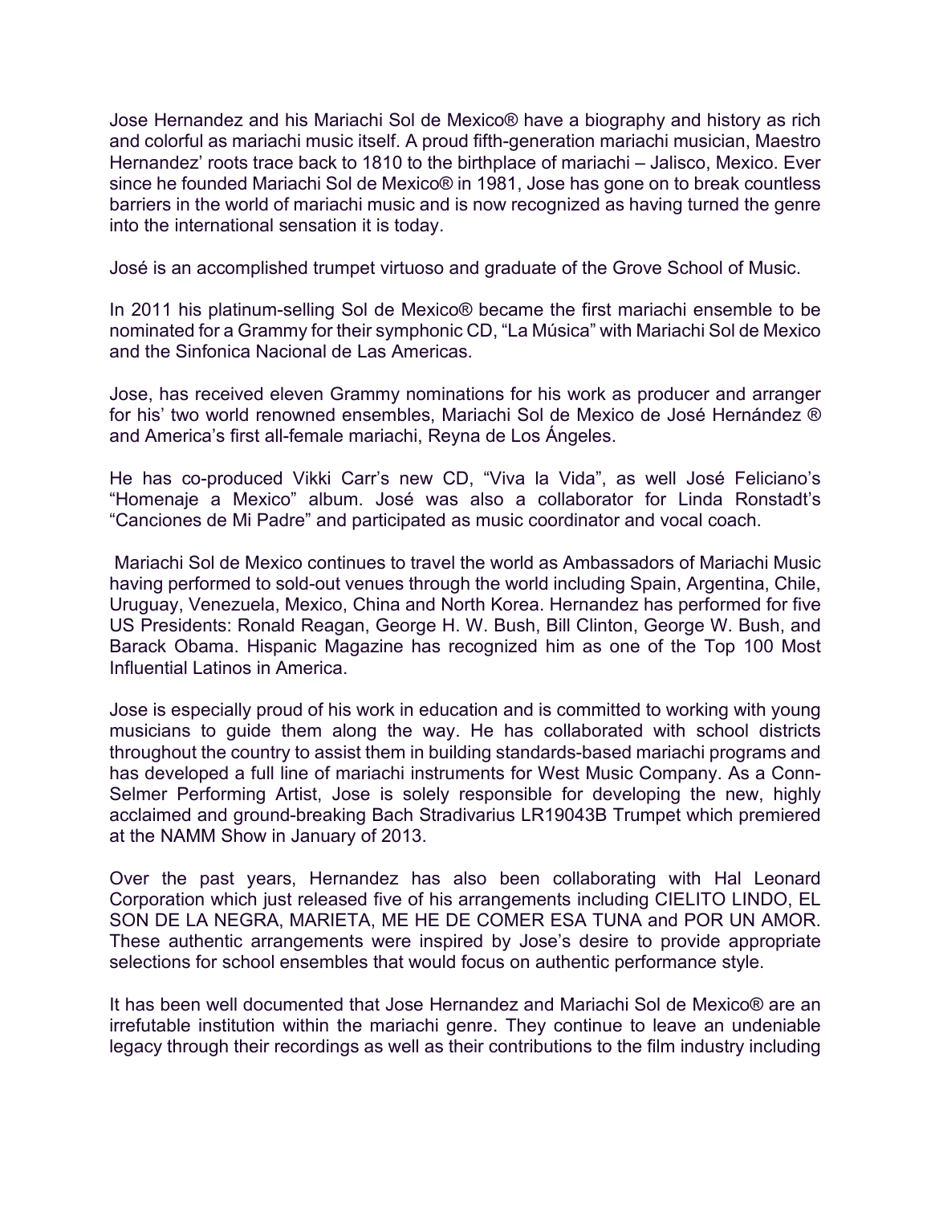Jose Hernandez and his Mariachi Sol de Mexico® have a biography and history as rich and colorful as mariachi music itself. A proud fifth-generation mariachi musician, Maestro Hernandez' roots trace back to 1810 to the birthplace of mariachi – Jalisco, Mexico. Ever since he founded Mariachi Sol de Mexico® in 1981, Jose has gone on to break countless barriers in the world of mariachi music and is now recognized as having turned the genre into the international sensation it is today.

José is an accomplished trumpet virtuoso and graduate of the Grove School of Music.

In 2011 his platinum-selling Sol de Mexico® became the first mariachi ensemble to be nominated for a Grammy for their symphonic CD, "La Música" with Mariachi Sol de Mexico and the Sinfonica Nacional de Las Americas.

Jose, has received eleven Grammy nominations for his work as producer and arranger for his' two world renowned ensembles, Mariachi Sol de Mexico de José Hernández ® and America's first all-female mariachi, Reyna de Los Ángeles.

He has co-produced Vikki Carr's new CD, "Viva la Vida", as well José Feliciano's "Homenaje a Mexico" album. José was also a collaborator for Linda Ronstadt's "Canciones de Mi Padre" and participated as music coordinator and vocal coach.

Mariachi Sol de Mexico continues to travel the world as Ambassadors of Mariachi Music having performed to sold-out venues through the world including Spain, Argentina, Chile, Uruguay, Venezuela, Mexico, China and North Korea. Hernandez has performed for five US Presidents: Ronald Reagan, George H. W. Bush, Bill Clinton, George W. Bush, and Barack Obama. Hispanic Magazine has recognized him as one of the Top 100 Most Influential Latinos in America.

Jose is especially proud of his work in education and is committed to working with young musicians to guide them along the way. He has collaborated with school districts throughout the country to assist them in building standards-based mariachi programs and has developed a full line of mariachi instruments for West Music Company. As a Conn-Selmer Performing Artist, Jose is solely responsible for developing the new, highly acclaimed and ground-breaking Bach Stradivarius LR19043B Trumpet which premiered at the NAMM Show in January of 2013.

Over the past years, Hernandez has also been collaborating with Hal Leonard Corporation which just released five of his arrangements including CIELITO LINDO, EL SON DE LA NEGRA, MARIETA, ME HE DE COMER ESA TUNA and POR UN AMOR. These authentic arrangements were inspired by Jose's desire to provide appropriate selections for school ensembles that would focus on authentic performance style.

It has been well documented that Jose Hernandez and Mariachi Sol de Mexico® are an irrefutable institution within the mariachi genre. They continue to leave an undeniable legacy through their recordings as well as their contributions to the film industry including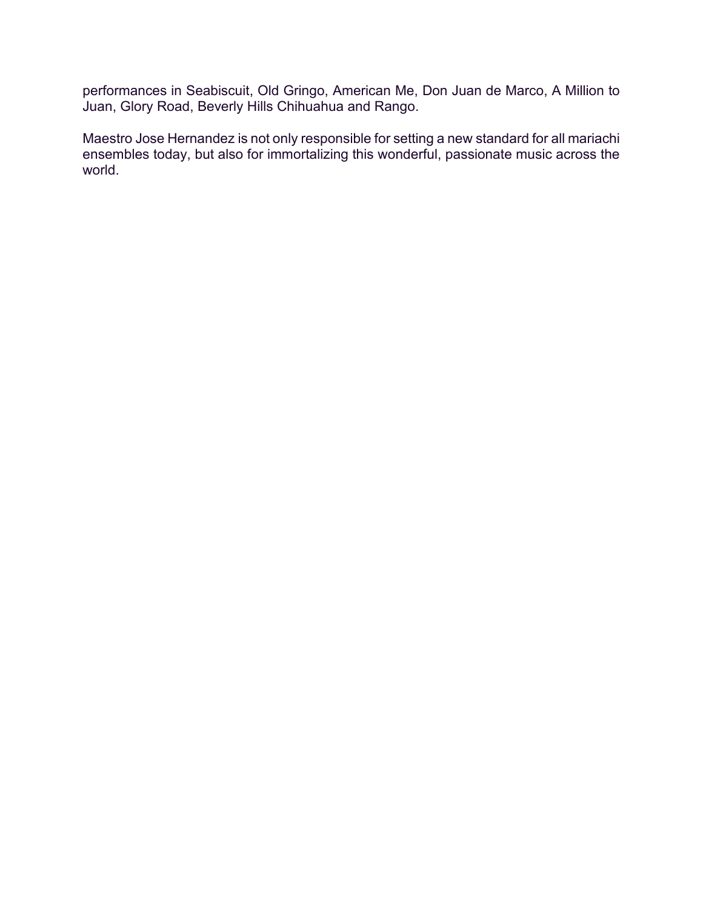performances in Seabiscuit, Old Gringo, American Me, Don Juan de Marco, A Million to Juan, Glory Road, Beverly Hills Chihuahua and Rango.

Maestro Jose Hernandez is not only responsible for setting a new standard for all mariachi ensembles today, but also for immortalizing this wonderful, passionate music across the world.